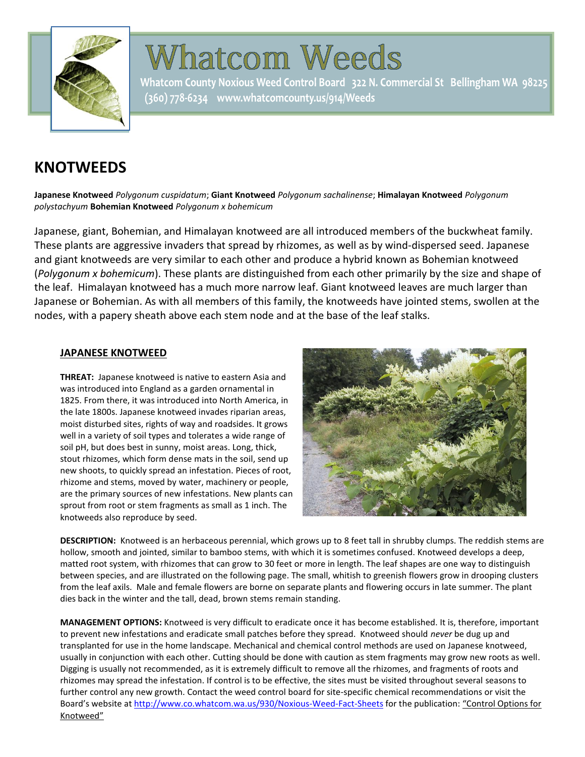# Whatcom Weeds

**Whatcom County Noxious Weed Control Board 322 N. Commercial St Bellingham WA 98225**
**(360) 778-6234 www.whatcomcounty.us/914/Weeds**

# KNOTWEEDS

**Japanese Knotweed** *Polygonum cuspidatum*; **Giant Knotweed** *Polygonum sachalinense*; **Himalayan Knotweed** *Polygonum polystachyum* **Bohemian Knotweed** *Polygonum x bohemicum*

Japanese, giant, Bohemian, and Himalayan knotweed are all introduced members of the buckwheat family. These plants are aggressive invaders that spread by rhizomes, as well as by wind-dispersed seed. Japanese and giant knotweeds are very similar to each other and produce a hybrid known as Bohemian knotweed (*Polygonum x bohemicum*). These plants are distinguished from each other primarily by the size and shape of the leaf. Himalayan knotweed has a much more narrow leaf. Giant knotweed leaves are much larger than Japanese or Bohemian. As with all members of this family, the knotweeds have jointed stems, swollen at the nodes, with a papery sheath above each stem node and at the base of the leaf stalks.

## JAPANESE KNOTWEED

**THREAT:** Japanese knotweed is native to eastern Asia and was introduced into England as a garden ornamental in 1825. From there, it was introduced into North America, in the late 1800s. Japanese knotweed invades riparian areas, moist disturbed sites, rights of way and roadsides. It grows well in a variety of soil types and tolerates a wide range of soil pH, but does best in sunny, moist areas. Long, thick, stout rhizomes, which form dense mats in the soil, send up new shoots, to quickly spread an infestation. Pieces of root, rhizome and stems, moved by water, machinery or people, are the primary sources of new infestations. New plants can sprout from root or stem fragments as small as 1 inch. The knotweeds also reproduce by seed.

**DESCRIPTION:** Knotweed is an herbaceous perennial, which grows up to 8 feet tall in shrubby clumps. The reddish stems are hollow, smooth and jointed, similar to bamboo stems, with which it is sometimes confused. Knotweed develops a deep, matted root system, with rhizomes that can grow to 30 feet or more in length. The leaf shapes are one way to distinguish between species, and are illustrated on the following page. The small, whitish to greenish flowers grow in drooping clusters from the leaf axils. Male and female flowers are borne on separate plants and flowering occurs in late summer. The plant dies back in the winter and the tall, dead, brown stems remain standing.

**MANAGEMENT OPTIONS:** Knotweed is very difficult to eradicate once it has become established. It is, therefore, important to prevent new infestations and eradicate small patches before they spread. Knotweed should *never* be dug up and transplanted for use in the home landscape. Mechanical and chemical control methods are used on Japanese knotweed, usually in conjunction with each other. Cutting should be done with caution as stem fragments may grow new roots as well. Digging is usually not recommended, as it is extremely difficult to remove all the rhizomes, and fragments of roots and rhizomes may spread the infestation. If control is to be effective, the sites must be visited throughout several seasons to further control any new growth. Contact the weed control board for site-specific chemical recommendations or visit the Board's website at http://www.co.whatcom.wa.us/930/Noxious-Weed-Fact-Sheets for the publication: "Control Options for Knotweed"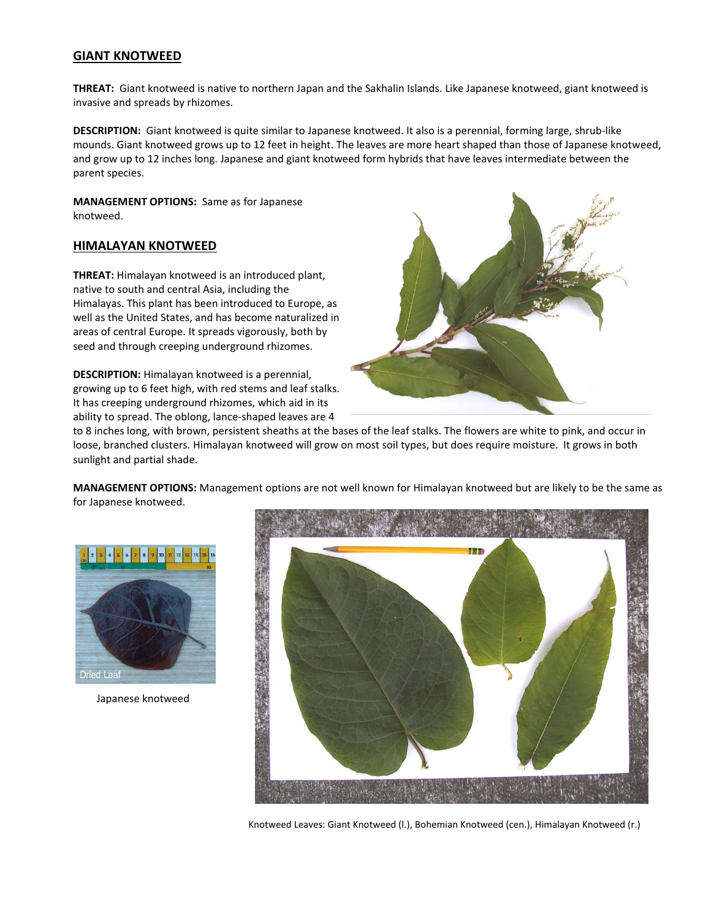## GIANT KNOTWEED

**THREAT:** Giant knotweed is native to northern Japan and the Sakhalin Islands. Like Japanese knotweed, giant knotweed is invasive and spreads by rhizomes.

**DESCRIPTION:** Giant knotweed is quite similar to Japanese knotweed. It also is a perennial, forming large, shrub-like mounds. Giant knotweed grows up to 12 feet in height. The leaves are more heart shaped than those of Japanese knotweed, and grow up to 12 inches long. Japanese and giant knotweed form hybrids that have leaves intermediate between the parent species.

**MANAGEMENT OPTIONS:** Same as for Japanese knotweed.

## HIMALAYAN KNOTWEED

**THREAT:** Himalayan knotweed is an introduced plant, native to south and central Asia, including the Himalayas. This plant has been introduced to Europe, as well as the United States, and has become naturalized in areas of central Europe. It spreads vigorously, both by seed and through creeping underground rhizomes.

**DESCRIPTION:** Himalayan knotweed is a perennial, growing up to 6 feet high, with red stems and leaf stalks. It has creeping underground rhizomes, which aid in its ability to spread. The oblong, lance-shaped leaves are 4 to 8 inches long, with brown, persistent sheaths at the bases of the leaf stalks. The flowers are white to pink, and occur in loose, branched clusters. Himalayan knotweed will grow on most soil types, but does require moisture. It grows in both sunlight and partial shade.

**MANAGEMENT OPTIONS:** Management options are not well known for Himalayan knotweed but are likely to be the same as for Japanese knotweed.

Dried Leaf

Japanese knotweed

Knotweed Leaves: Giant Knotweed (l.), Bohemian Knotweed (cen.), Himalayan Knotweed (r.)